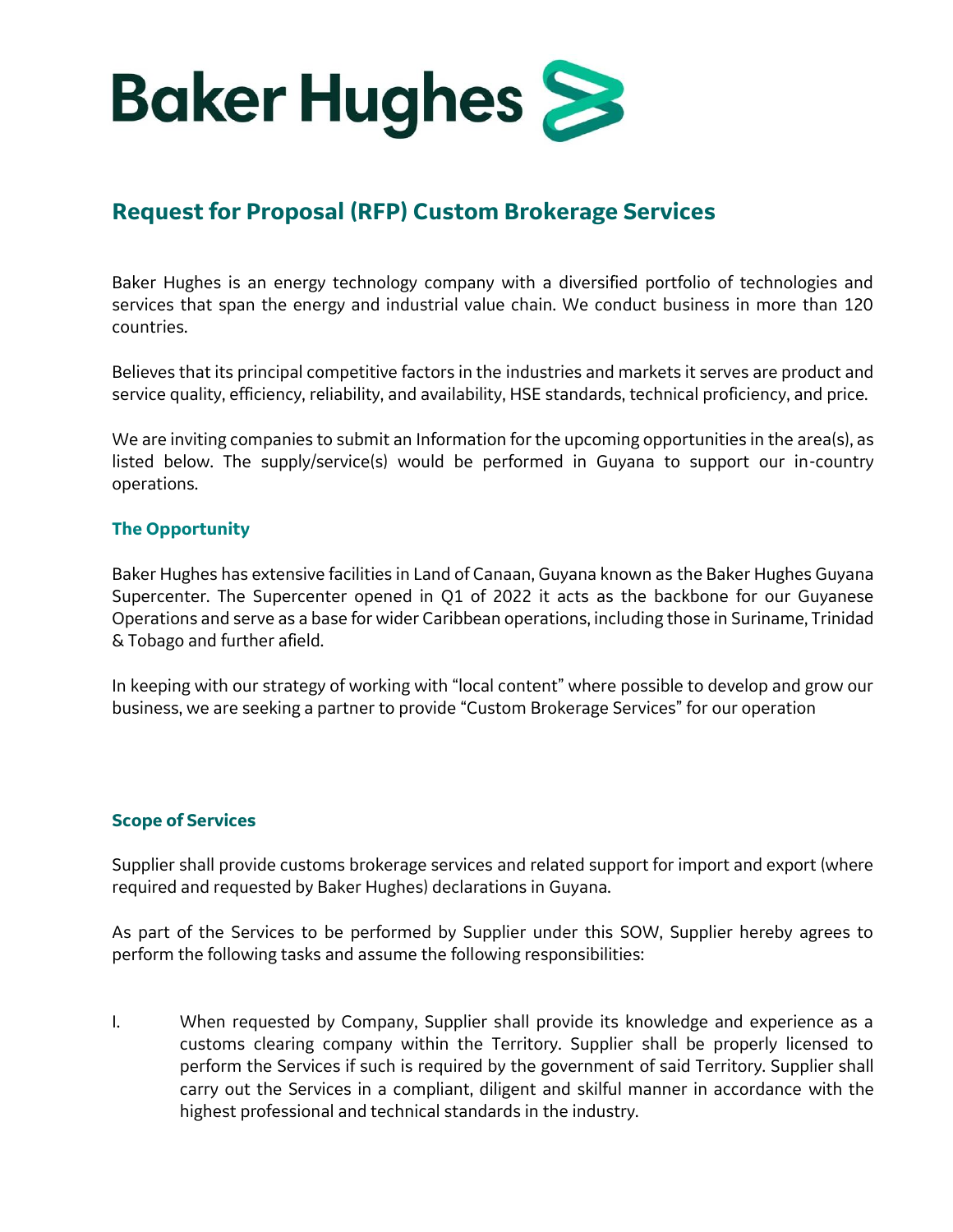# Baker Hughes

## Request for Proposal (RFP) Custom Brokerage Services

Baker Hughes is an energy technology company with a diversified portfolio of technologies and services that span the energy and industrial value chain. We conduct business in more than 120 countries.

Believes that its principal competitive factors in the industries and markets it serves are product and service quality, efficiency, reliability, and availability, HSE standards, technical proficiency, and price.

We are inviting companies to submit an Information for the upcoming opportunities in the area(s), as listed below. The supply/service(s) would be performed in Guyana to support our in-country operations.

### The Opportunity

Baker Hughes has extensive facilities in Land of Canaan, Guyana known as the Baker Hughes Guyana Supercenter. The Supercenter opened in Q1 of 2022 it acts as the backbone for our Guyanese Operations and serve as a base for wider Caribbean operations, including those in Suriname, Trinidad & Tobago and further afield.

In keeping with our strategy of working with "local content" where possible to develop and grow our business, we are seeking a partner to provide "Custom Brokerage Services" for our operation

### Scope of Services

Supplier shall provide customs brokerage services and related support for import and export (where required and requested by Baker Hughes) declarations in Guyana.

As part of the Services to be performed by Supplier under this SOW, Supplier hereby agrees to perform the following tasks and assume the following responsibilities:

I. When requested by Company, Supplier shall provide its knowledge and experience as a customs clearing company within the Territory. Supplier shall be properly licensed to perform the Services if such is required by the government of said Territory. Supplier shall carry out the Services in a compliant, diligent and skilful manner in accordance with the highest professional and technical standards in the industry.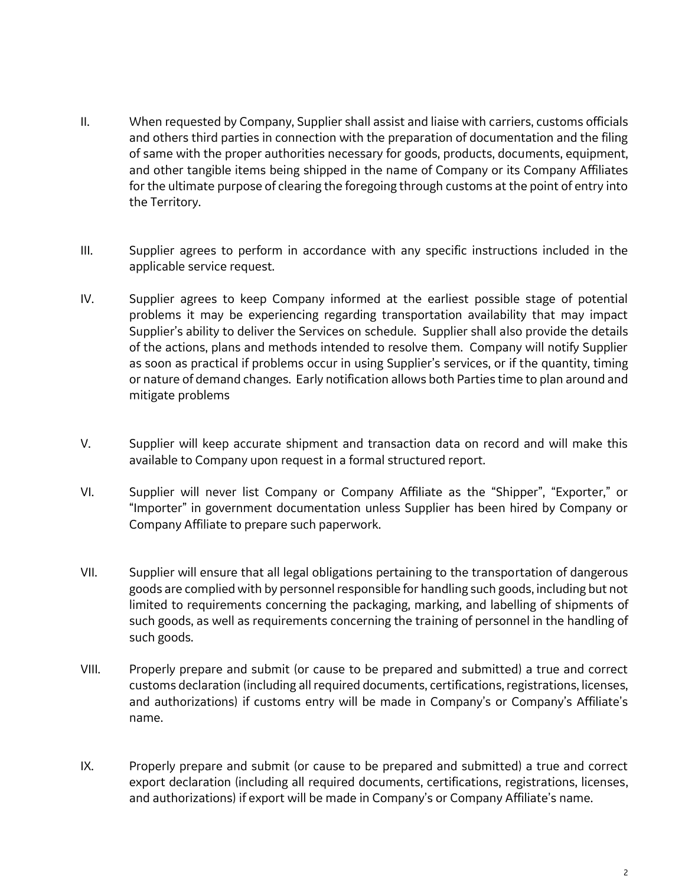II. When requested by Company, Supplier shall assist and liaise with carriers, customs officials and others third parties in connection with the preparation of documentation and the filing of same with the proper authorities necessary for goods, products, documents, equipment, and other tangible items being shipped in the name of Company or its Company Affiliates for the ultimate purpose of clearing the foregoing through customs at the point of entry into the Territory.

III. Supplier agrees to perform in accordance with any specific instructions included in the applicable service request.

IV. Supplier agrees to keep Company informed at the earliest possible stage of potential problems it may be experiencing regarding transportation availability that may impact Supplier's ability to deliver the Services on schedule. Supplier shall also provide the details of the actions, plans and methods intended to resolve them. Company will notify Supplier as soon as practical if problems occur in using Supplier's services, or if the quantity, timing or nature of demand changes. Early notification allows both Parties time to plan around and mitigate problems

V. Supplier will keep accurate shipment and transaction data on record and will make this available to Company upon request in a formal structured report.

VI. Supplier will never list Company or Company Affiliate as the "Shipper", "Exporter," or "Importer" in government documentation unless Supplier has been hired by Company or Company Affiliate to prepare such paperwork.

VII. Supplier will ensure that all legal obligations pertaining to the transportation of dangerous goods are complied with by personnel responsible for handling such goods, including but not limited to requirements concerning the packaging, marking, and labelling of shipments of such goods, as well as requirements concerning the training of personnel in the handling of such goods.

VIII. Properly prepare and submit (or cause to be prepared and submitted) a true and correct customs declaration (including all required documents, certifications, registrations, licenses, and authorizations) if customs entry will be made in Company's or Company's Affiliate's name.

IX. Properly prepare and submit (or cause to be prepared and submitted) a true and correct export declaration (including all required documents, certifications, registrations, licenses, and authorizations) if export will be made in Company's or Company Affiliate's name.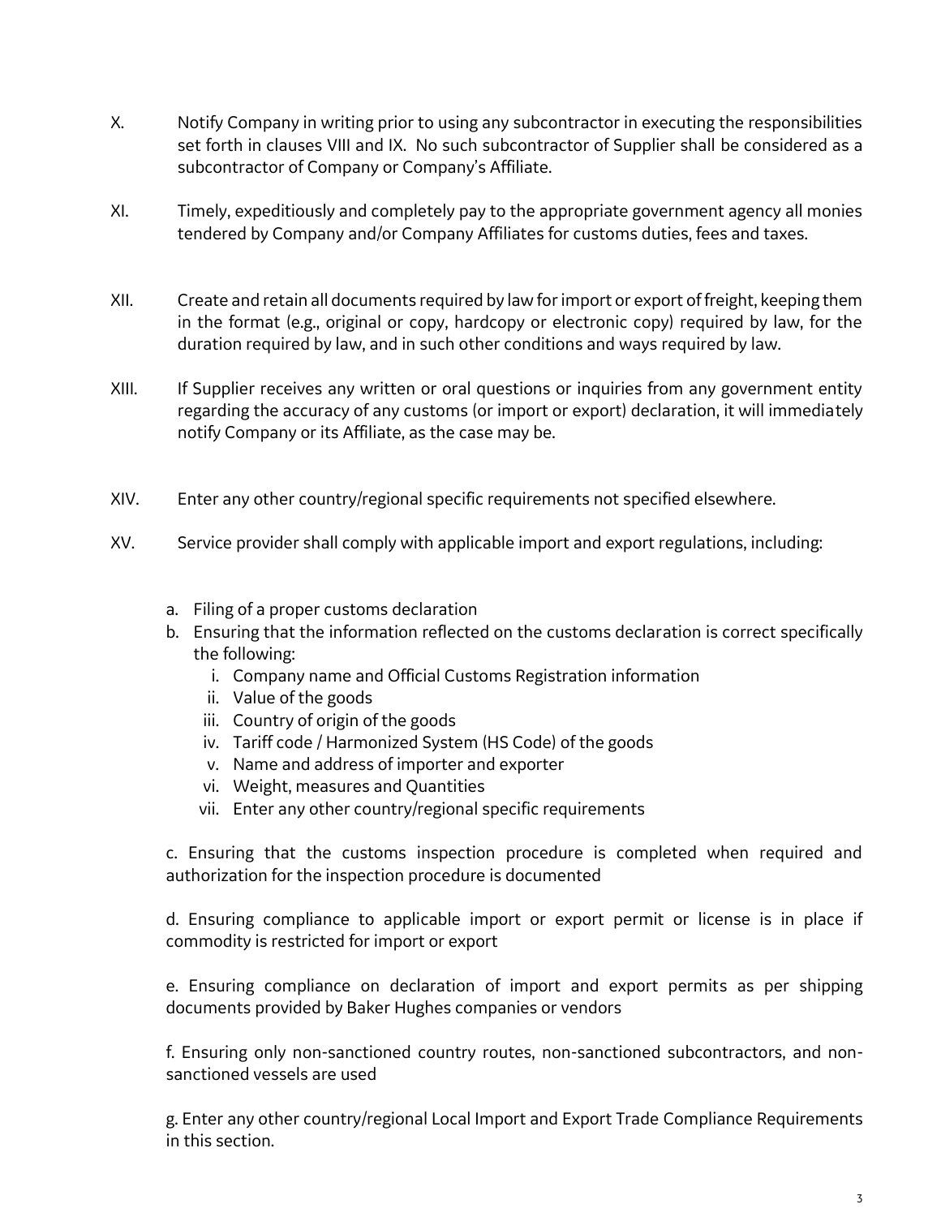X. Notify Company in writing prior to using any subcontractor in executing the responsibilities set forth in clauses VIII and IX. No such subcontractor of Supplier shall be considered as a subcontractor of Company or Company's Affiliate.

XI. Timely, expeditiously and completely pay to the appropriate government agency all monies tendered by Company and/or Company Affiliates for customs duties, fees and taxes.

XII. Create and retain all documents required by law for import or export of freight, keeping them in the format (e.g., original or copy, hardcopy or electronic copy) required by law, for the duration required by law, and in such other conditions and ways required by law.

XIII. If Supplier receives any written or oral questions or inquiries from any government entity regarding the accuracy of any customs (or import or export) declaration, it will immediately notify Company or its Affiliate, as the case may be.

XIV. Enter any other country/regional specific requirements not specified elsewhere.

XV. Service provider shall comply with applicable import and export regulations, including:

a. Filing of a proper customs declaration

b. Ensuring that the information reflected on the customs declaration is correct specifically the following:

   i. Company name and Official Customs Registration information
   ii. Value of the goods
   iii. Country of origin of the goods
   iv. Tariff code / Harmonized System (HS Code) of the goods
   v. Name and address of importer and exporter
   vi. Weight, measures and Quantities
   vii. Enter any other country/regional specific requirements

c. Ensuring that the customs inspection procedure is completed when required and authorization for the inspection procedure is documented

d. Ensuring compliance to applicable import or export permit or license is in place if commodity is restricted for import or export

e. Ensuring compliance on declaration of import and export permits as per shipping documents provided by Baker Hughes companies or vendors

f. Ensuring only non-sanctioned country routes, non-sanctioned subcontractors, and non-sanctioned vessels are used

g. Enter any other country/regional Local Import and Export Trade Compliance Requirements in this section.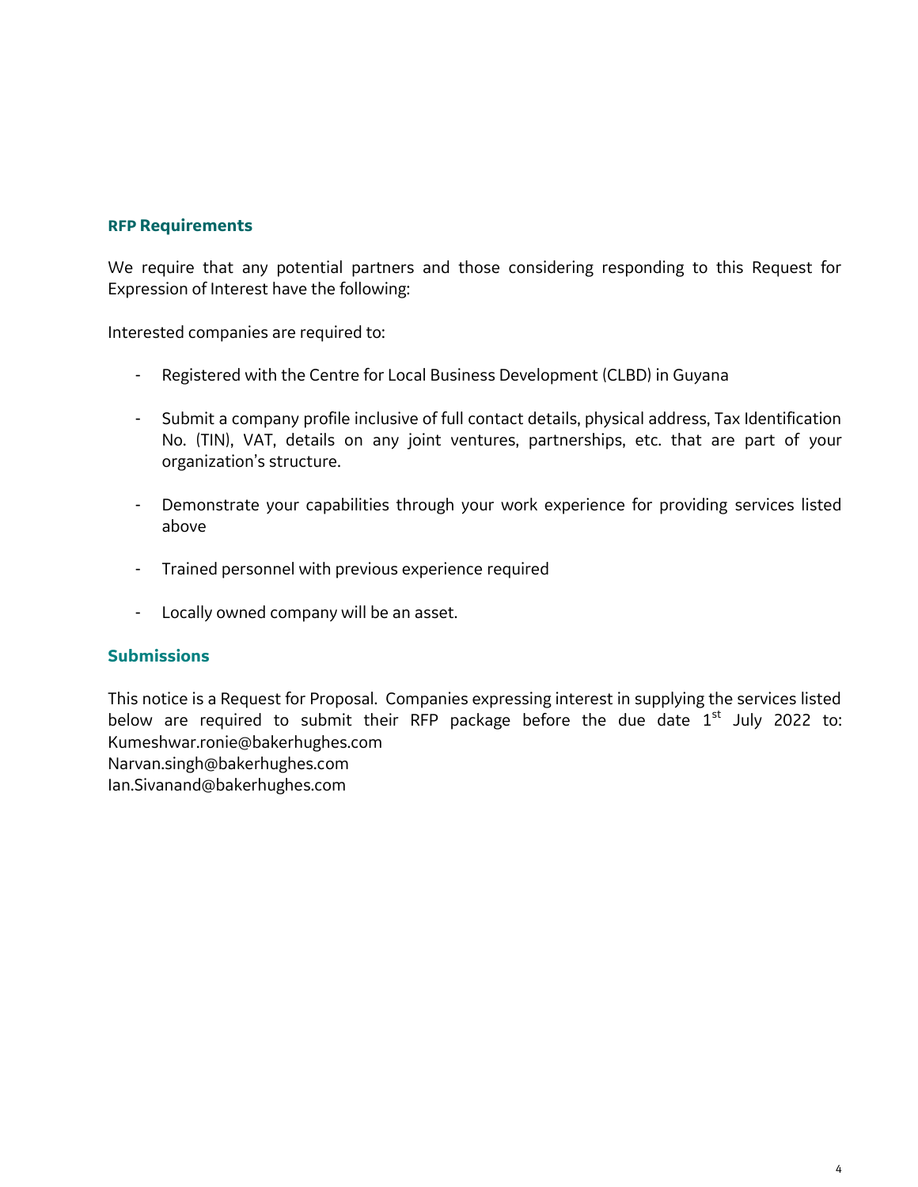### RFP Requirements

We require that any potential partners and those considering responding to this Request for Expression of Interest have the following:

Interested companies are required to:

- Registered with the Centre for Local Business Development (CLBD) in Guyana
- Submit a company profile inclusive of full contact details, physical address, Tax Identification No. (TIN), VAT, details on any joint ventures, partnerships, etc. that are part of your organization's structure.
- Demonstrate your capabilities through your work experience for providing services listed above
- Trained personnel with previous experience required
- Locally owned company will be an asset.

### Submissions

This notice is a Request for Proposal. Companies expressing interest in supplying the services listed below are required to submit their RFP package before the due date 1st July 2022 to:
Kumeshwar.ronie@bakerhughes.com
Narvan.singh@bakerhughes.com
Ian.Sivanand@bakerhughes.com